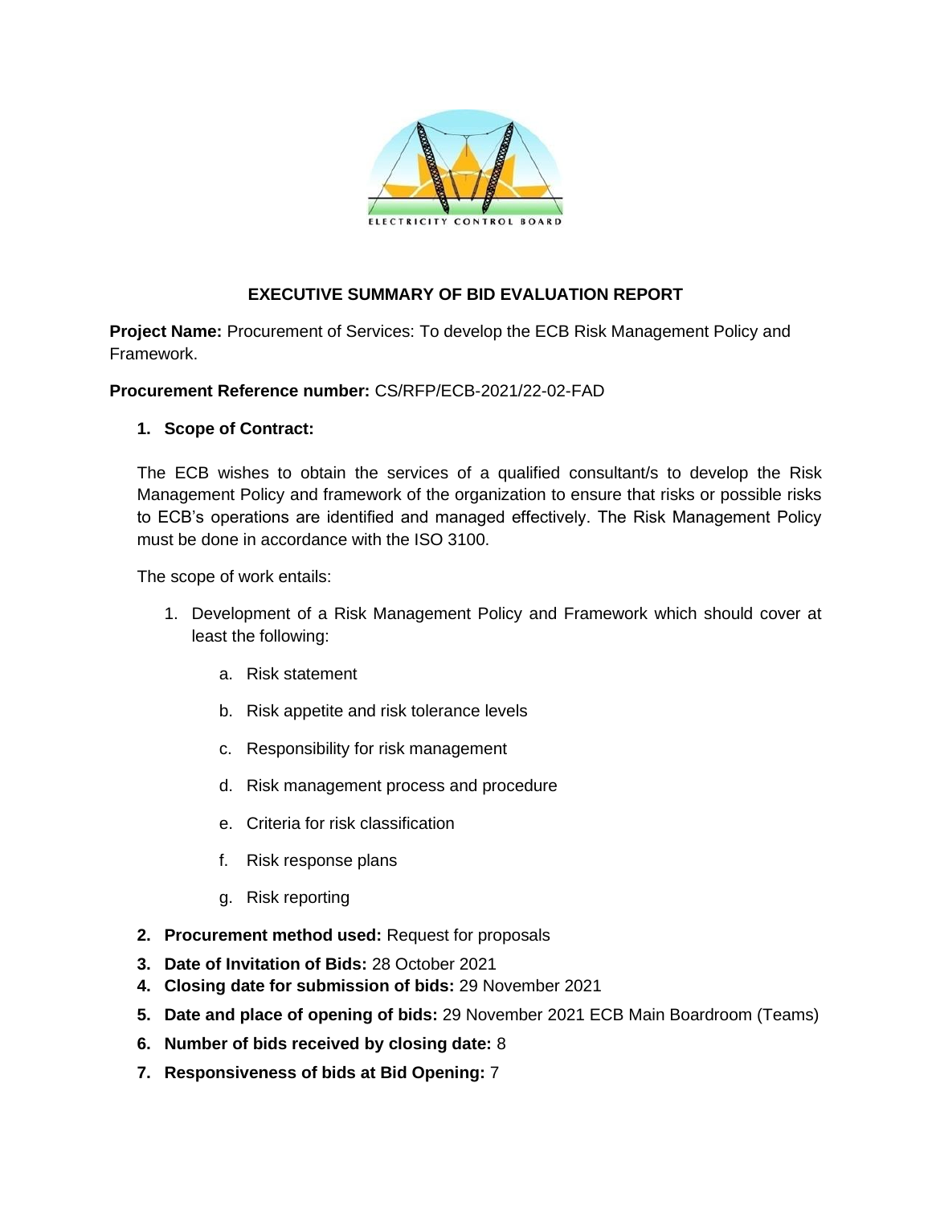# EXECUTIVE SUMMARY OF BID EVALUATION REPORT

**Project Name:** Procurement of Services: To develop the ECB Risk Management Policy and Framework.

**Procurement Reference number:** CS/RFP/ECB-2021/22-02-FAD

1. **Scope of Contract:**

   The ECB wishes to obtain the services of a qualified consultant/s to develop the Risk Management Policy and framework of the organization to ensure that risks or possible risks to ECB's operations are identified and managed effectively. The Risk Management Policy must be done in accordance with the ISO 3100.

   The scope of work entails:

   1. Development of a Risk Management Policy and Framework which should cover at least the following:
      a. Risk statement
      b. Risk appetite and risk tolerance levels
      c. Responsibility for risk management
      d. Risk management process and procedure
      e. Criteria for risk classification
      f. Risk response plans
      g. Risk reporting

2. **Procurement method used:** Request for proposals
3. **Date of Invitation of Bids:** 28 October 2021
4. **Closing date for submission of bids:** 29 November 2021
5. **Date and place of opening of bids:** 29 November 2021 ECB Main Boardroom (Teams)
6. **Number of bids received by closing date:** 8
7. **Responsiveness of bids at Bid Opening:** 7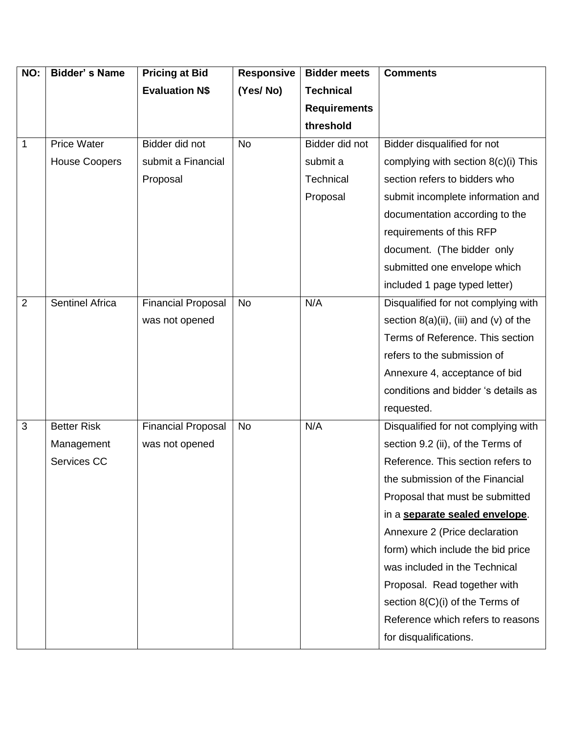| NO: | Bidder' s Name | Pricing at Bid Evaluation N$ | Responsive (Yes/ No) | Bidder meets Technical Requirements threshold | Comments |
|---|---|---|---|---|---|
| 1 | Price Water House Coopers | Bidder did not submit a Financial Proposal | No | Bidder did not submit a Technical Proposal | Bidder disqualified for not complying with section 8(c)(i) This section refers to bidders who submit incomplete information and documentation according to the requirements of this RFP document. (The bidder only submitted one envelope which included 1 page typed letter) |
| 2 | Sentinel Africa | Financial Proposal was not opened | No | N/A | Disqualified for not complying with section 8(a)(ii), (iii) and (v) of the Terms of Reference. This section refers to the submission of Annexure 4, acceptance of bid conditions and bidder 's details as requested. |
| 3 | Better Risk Management Services CC | Financial Proposal was not opened | No | N/A | Disqualified for not complying with section 9.2 (ii), of the Terms of Reference. This section refers to the submission of the Financial Proposal that must be submitted in a **separate sealed envelope**. Annexure 2 (Price declaration form) which include the bid price was included in the Technical Proposal. Read together with section 8(C)(i) of the Terms of Reference which refers to reasons for disqualifications. |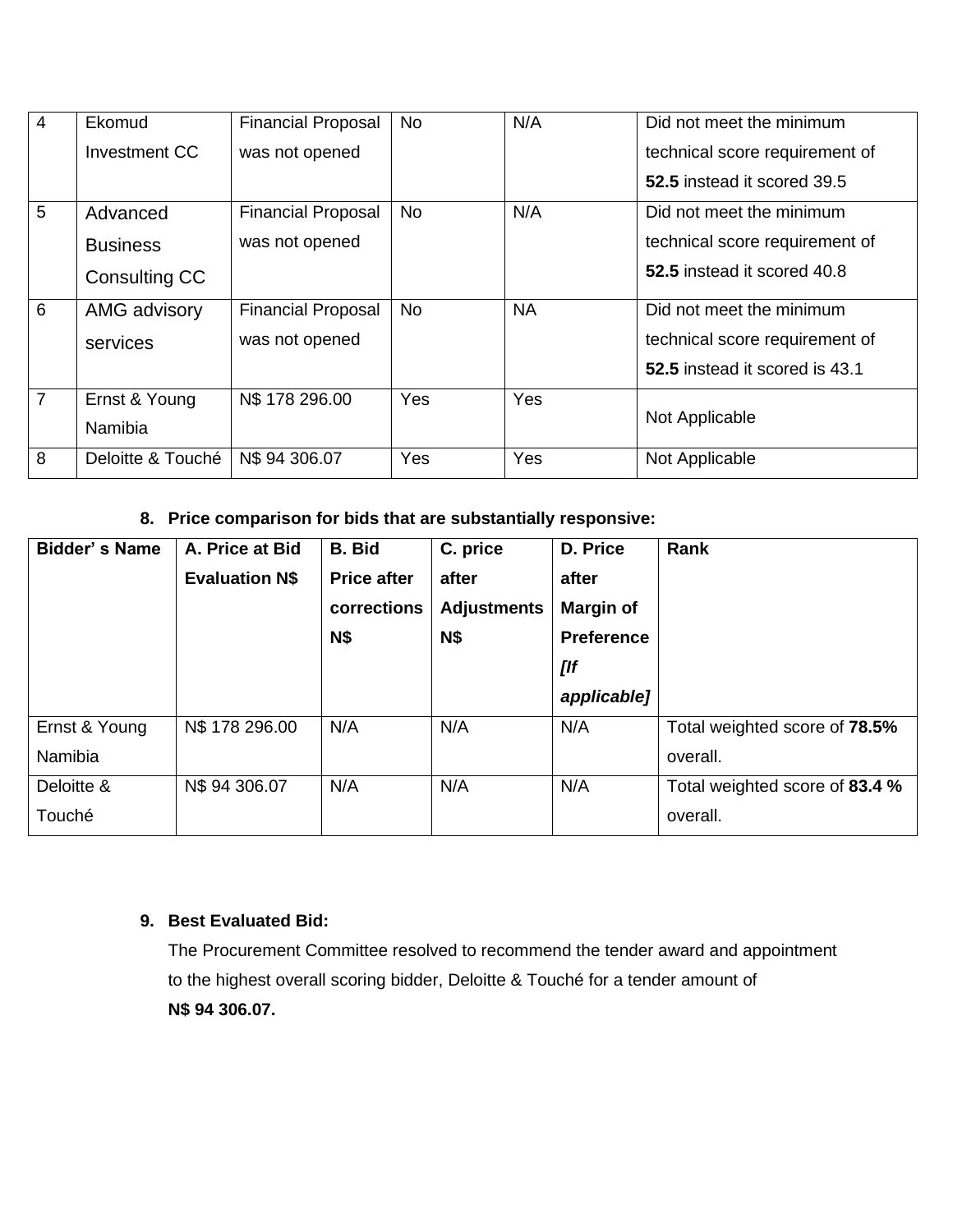| | | | | | |
|---|---|---|---|---|---|
| 4 | Ekomud Investment CC | Financial Proposal was not opened | No | N/A | Did not meet the minimum technical score requirement of **52.5** instead it scored 39.5 |
| 5 | Advanced Business Consulting CC | Financial Proposal was not opened | No | N/A | Did not meet the minimum technical score requirement of **52.5** instead it scored 40.8 |
| 6 | AMG advisory services | Financial Proposal was not opened | No | NA | Did not meet the minimum technical score requirement of **52.5** instead it scored is 43.1 |
| 7 | Ernst & Young Namibia | N$ 178 296.00 | Yes | Yes | Not Applicable |
| 8 | Deloitte & Touché | N$ 94 306.07 | Yes | Yes | Not Applicable |

**8. Price comparison for bids that are substantially responsive:**

| **Bidder' s Name** | **A. Price at Bid Evaluation N$** | **B. Bid Price after corrections N$** | **C. price after Adjustments N$** | **D. Price after Margin of Preference *[If applicable]*** | **Rank** |
|---|---|---|---|---|---|
| Ernst & Young Namibia | N$ 178 296.00 | N/A | N/A | N/A | Total weighted score of **78.5%** overall. |
| Deloitte & Touché | N$ 94 306.07 | N/A | N/A | N/A | Total weighted score of **83.4 %** overall. |

**9. Best Evaluated Bid:**

The Procurement Committee resolved to recommend the tender award and appointment to the highest overall scoring bidder, Deloitte & Touché for a tender amount of **N$ 94 306.07.**